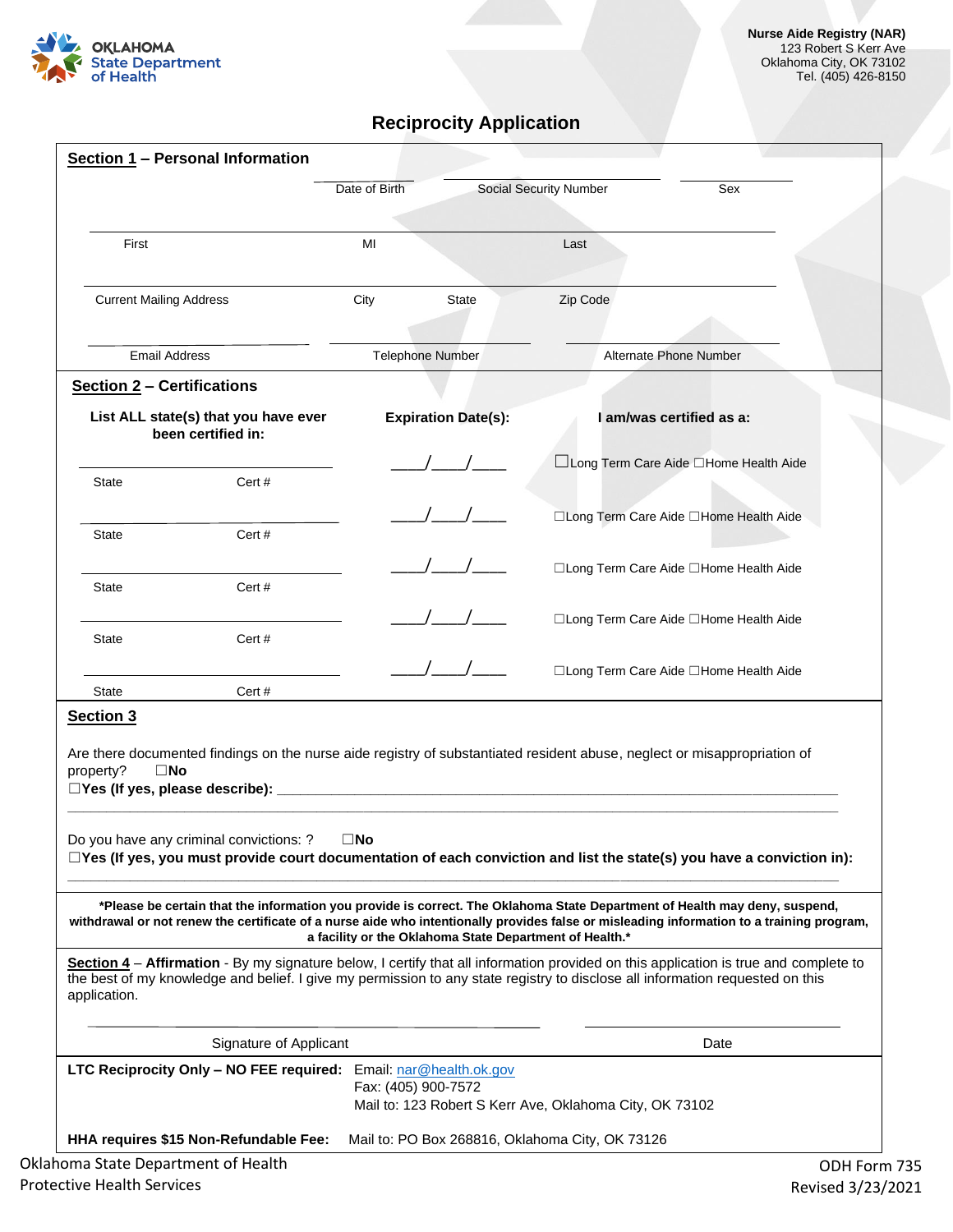Oklahoma State Department of Health

**Nurse Aide Registry (NAR)**
123 Robert S Kerr Ave
Oklahoma City, OK 73102
Tel. (405) 426-8150

# Reciprocity Application

## Section 1 – Personal Information

| Date of Birth | Social Security Number | Sex |
|---|---|---|
| | | |

| First | MI | Last |
|---|---|---|
| | | |

| Current Mailing Address | City | State | Zip Code |
|---|---|---|---|
| | | | |

| Email Address | Telephone Number | Alternate Phone Number |
|---|---|---|
| | | |

## Section 2 – Certifications

| List ALL state(s) that you have ever been certified in: | Expiration Date(s): | I am/was certified as a: |
|---|---|---|
| State ______ Cert # ______ | ___/___/___ | ☐Long Term Care Aide ☐Home Health Aide |
| State ______ Cert # ______ | ___/___/___ | ☐Long Term Care Aide ☐Home Health Aide |
| State ______ Cert # ______ | ___/___/___ | ☐Long Term Care Aide ☐Home Health Aide |
| State ______ Cert # ______ | ___/___/___ | ☐Long Term Care Aide ☐Home Health Aide |
| State ______ Cert # ______ | ___/___/___ | ☐Long Term Care Aide ☐Home Health Aide |

## Section 3

Are there documented findings on the nurse aide registry of substantiated resident abuse, neglect or misappropriation of property? ☐**No**
☐**Yes (If yes, please describe):** ______________________________________________

______________________________________________

Do you have any criminal convictions: ? ☐**No**
☐**Yes (If yes, you must provide court documentation of each conviction and list the state(s) you have a conviction in):**

______________________________________________

***Please be certain that the information you provide is correct. The Oklahoma State Department of Health may deny, suspend, withdrawal or not renew the certificate of a nurse aide who intentionally provides false or misleading information to a training program, a facility or the Oklahoma State Department of Health.***

**Section 4** – **Affirmation** - By my signature below, I certify that all information provided on this application is true and complete to the best of my knowledge and belief. I give my permission to any state registry to disclose all information requested on this application.

| Signature of Applicant | Date |
|---|---|
| | |

**LTC Reciprocity Only – NO FEE required:** Email: nar@health.ok.gov
Fax: (405) 900-7572
Mail to: 123 Robert S Kerr Ave, Oklahoma City, OK 73102

**HHA requires $15 Non-Refundable Fee:** Mail to: PO Box 268816, Oklahoma City, OK 73126

Oklahoma State Department of Health
Protective Health Services

ODH Form 735
Revised 3/23/2021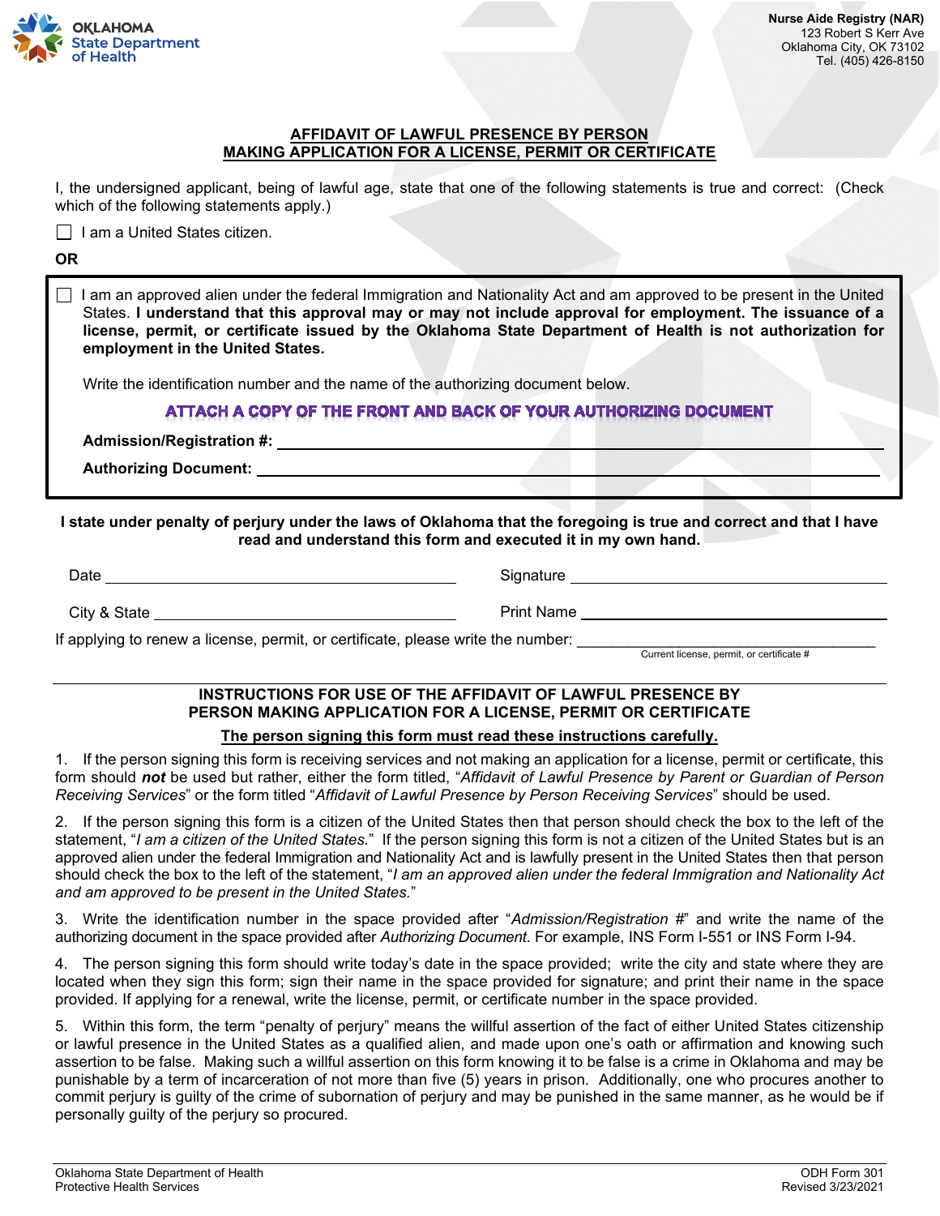Oklahoma State Department of Health

**Nurse Aide Registry (NAR)**
123 Robert S Kerr Ave
Oklahoma City, OK 73102
Tel. (405) 426-8150

## AFFIDAVIT OF LAWFUL PRESENCE BY PERSON MAKING APPLICATION FOR A LICENSE, PERMIT OR CERTIFICATE

I, the undersigned applicant, being of lawful age, state that one of the following statements is true and correct: (Check which of the following statements apply.)

☐ I am a United States citizen.

**OR**

☐ I am an approved alien under the federal Immigration and Nationality Act and am approved to be present in the United States. **I understand that this approval may or may not include approval for employment. The issuance of a license, permit, or certificate issued by the Oklahoma State Department of Health is not authorization for employment in the United States.**

Write the identification number and the name of the authorizing document below.

**ATTACH A COPY OF THE FRONT AND BACK OF YOUR AUTHORIZING DOCUMENT**

**Admission/Registration #:** ______________________________

**Authorizing Document:** ______________________________

**I state under penalty of perjury under the laws of Oklahoma that the foregoing is true and correct and that I have read and understand this form and executed it in my own hand.**

Date ______________________ Signature ______________________

City & State ______________________ Print Name ______________________

If applying to renew a license, permit, or certificate, please write the number: ______________________
Current license, permit, or certificate #

## INSTRUCTIONS FOR USE OF THE AFFIDAVIT OF LAWFUL PRESENCE BY PERSON MAKING APPLICATION FOR A LICENSE, PERMIT OR CERTIFICATE

**The person signing this form must read these instructions carefully.**

1. If the person signing this form is receiving services and not making an application for a license, permit or certificate, this form should ***not*** be used but rather, either the form titled, "*Affidavit of Lawful Presence by Parent or Guardian of Person Receiving Services*" or the form titled "*Affidavit of Lawful Presence by Person Receiving Services*" should be used.

2. If the person signing this form is a citizen of the United States then that person should check the box to the left of the statement, "*I am a citizen of the United States.*" If the person signing this form is not a citizen of the United States but is an approved alien under the federal Immigration and Nationality Act and is lawfully present in the United States then that person should check the box to the left of the statement, "*I am an approved alien under the federal Immigration and Nationality Act and am approved to be present in the United States.*"

3. Write the identification number in the space provided after "*Admission/Registration #*" and write the name of the authorizing document in the space provided after *Authorizing Document.* For example, INS Form I-551 or INS Form I-94.

4. The person signing this form should write today's date in the space provided; write the city and state where they are located when they sign this form; sign their name in the space provided for signature; and print their name in the space provided. If applying for a renewal, write the license, permit, or certificate number in the space provided.

5. Within this form, the term "penalty of perjury" means the willful assertion of the fact of either United States citizenship or lawful presence in the United States as a qualified alien, and made upon one's oath or affirmation and knowing such assertion to be false. Making such a willful assertion on this form knowing it to be false is a crime in Oklahoma and may be punishable by a term of incarceration of not more than five (5) years in prison. Additionally, one who procures another to commit perjury is guilty of the crime of subornation of perjury and may be punished in the same manner, as he would be if personally guilty of the perjury so procured.

Oklahoma State Department of Health
Protective Health Services

ODH Form 301
Revised 3/23/2021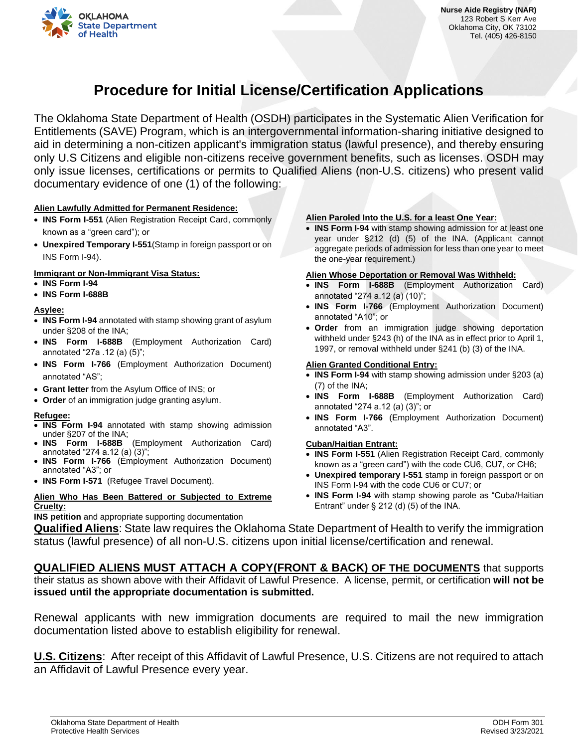Oklahoma State Department of Health

Nurse Aide Registry (NAR)
123 Robert S Kerr Ave
Oklahoma City, OK 73102
Tel. (405) 426-8150

# Procedure for Initial License/Certification Applications

The Oklahoma State Department of Health (OSDH) participates in the Systematic Alien Verification for Entitlements (SAVE) Program, which is an intergovernmental information-sharing initiative designed to aid in determining a non-citizen applicant's immigration status (lawful presence), and thereby ensuring only U.S Citizens and eligible non-citizens receive government benefits, such as licenses. OSDH may only issue licenses, certifications or permits to Qualified Aliens (non-U.S. citizens) who present valid documentary evidence of one (1) of the following:

**Alien Lawfully Admitted for Permanent Residence:**

- **INS Form I-551** (Alien Registration Receipt Card, commonly known as a "green card"); or
- **Unexpired Temporary I-551**(Stamp in foreign passport or on INS Form I-94).

**Immigrant or Non-Immigrant Visa Status:**

- **INS Form I-94**
- **INS Form I-688B**

**Asylee:**

- **INS Form I-94** annotated with stamp showing grant of asylum under §208 of the INA;
- **INS Form I-688B** (Employment Authorization Card) annotated "27a .12 (a) (5)";
- **INS Form I-766** (Employment Authorization Document) annotated "AS";
- **Grant letter** from the Asylum Office of INS; or
- **Order** of an immigration judge granting asylum.

**Refugee:**

- **INS Form I-94** annotated with stamp showing admission under §207 of the INA;
- **INS Form I-688B** (Employment Authorization Card) annotated "274 a.12 (a) (3)";
- **INS Form I-766** (Employment Authorization Document) annotated "A3"; or
- **INS Form I-571** (Refugee Travel Document).

**Alien Who Has Been Battered or Subjected to Extreme Cruelty:**

**INS petition** and appropriate supporting documentation

**Alien Paroled Into the U.S. for a least One Year:**

- **INS Form I-94** with stamp showing admission for at least one year under §212 (d) (5) of the INA. (Applicant cannot aggregate periods of admission for less than one year to meet the one-year requirement.)

**Alien Whose Deportation or Removal Was Withheld:**

- **INS Form I-688B** (Employment Authorization Card) annotated "274 a.12 (a) (10)";
- **INS Form I-766** (Employment Authorization Document) annotated "A10"; or
- **Order** from an immigration judge showing deportation withheld under §243 (h) of the INA as in effect prior to April 1, 1997, or removal withheld under §241 (b) (3) of the INA.

**Alien Granted Conditional Entry:**

- **INS Form I-94** with stamp showing admission under §203 (a) (7) of the INA;
- **INS Form I-688B** (Employment Authorization Card) annotated "274 a.12 (a) (3)"; or
- **INS Form I-766** (Employment Authorization Document) annotated "A3".

**Cuban/Haitian Entrant:**

- **INS Form I-551** (Alien Registration Receipt Card, commonly known as a "green card") with the code CU6, CU7, or CH6;
- **Unexpired temporary I-551** stamp in foreign passport or on INS Form I-94 with the code CU6 or CU7; or
- **INS Form I-94** with stamp showing parole as "Cuba/Haitian Entrant" under § 212 (d) (5) of the INA.

**Qualified Aliens**: State law requires the Oklahoma State Department of Health to verify the immigration status (lawful presence) of all non-U.S. citizens upon initial license/certification and renewal.

**QUALIFIED ALIENS MUST ATTACH A COPY(FRONT & BACK) OF THE DOCUMENTS** that supports their status as shown above with their Affidavit of Lawful Presence. A license, permit, or certification **will not be issued until the appropriate documentation is submitted.**

Renewal applicants with new immigration documents are required to mail the new immigration documentation listed above to establish eligibility for renewal.

**U.S. Citizens**: After receipt of this Affidavit of Lawful Presence, U.S. Citizens are not required to attach an Affidavit of Lawful Presence every year.

Oklahoma State Department of Health
Protective Health Services

ODH Form 301
Revised 3/23/2021